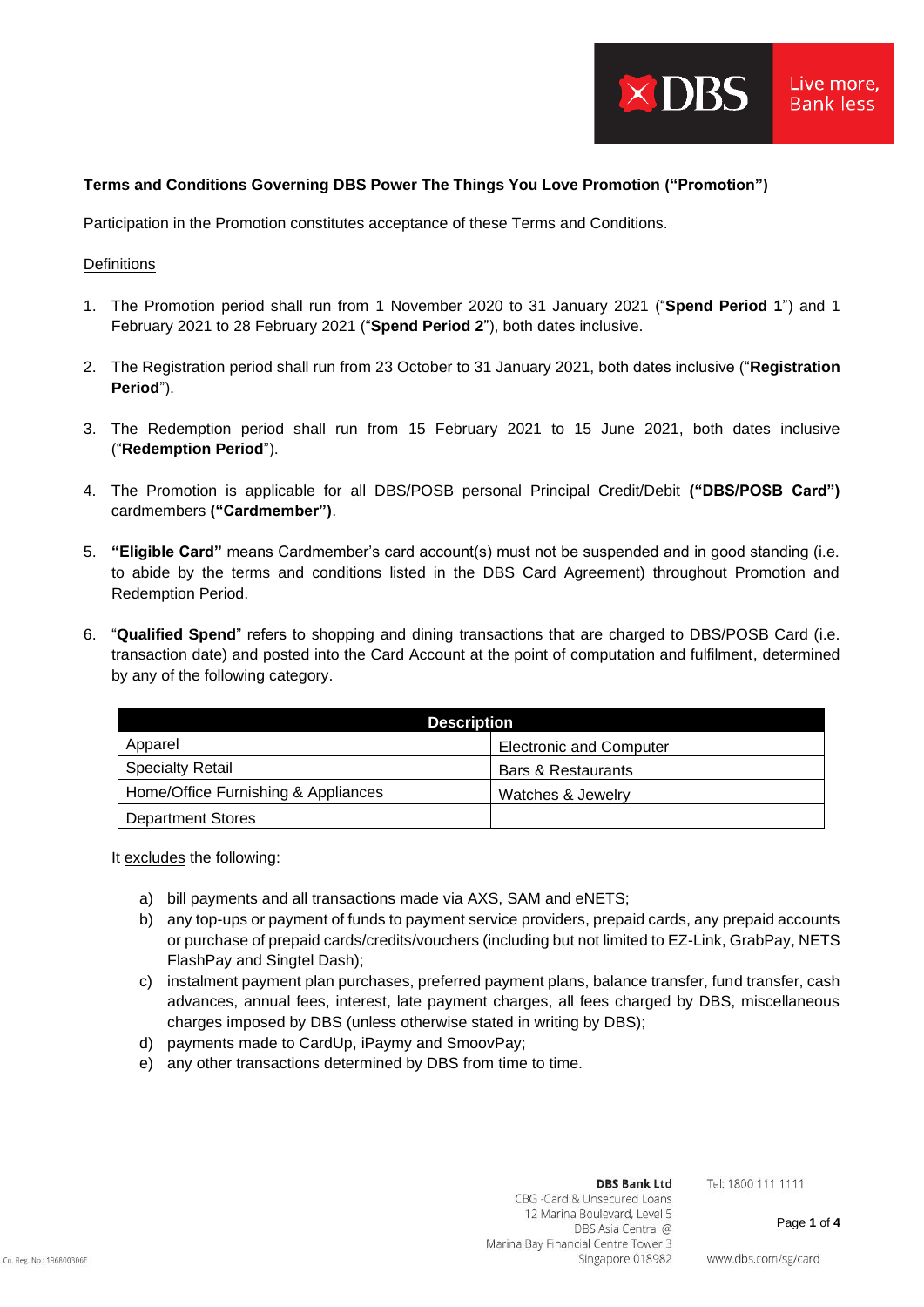**Terms and Conditions Governing DBS Power The Things You Love Promotion ("Promotion")**

Participation in the Promotion constitutes acceptance of these Terms and Conditions.

Definitions

1. The Promotion period shall run from 1 November 2020 to 31 January 2021 ("**Spend Period 1**") and 1 February 2021 to 28 February 2021 ("**Spend Period 2**"), both dates inclusive.

2. The Registration period shall run from 23 October to 31 January 2021, both dates inclusive ("**Registration Period**").

3. The Redemption period shall run from 15 February 2021 to 15 June 2021, both dates inclusive ("**Redemption Period**").

4. The Promotion is applicable for all DBS/POSB personal Principal Credit/Debit **("DBS/POSB Card")** cardmembers **("Cardmember")**.

5. **"Eligible Card"** means Cardmember's card account(s) must not be suspended and in good standing (i.e. to abide by the terms and conditions listed in the DBS Card Agreement) throughout Promotion and Redemption Period.

6. "**Qualified Spend**" refers to shopping and dining transactions that are charged to DBS/POSB Card (i.e. transaction date) and posted into the Card Account at the point of computation and fulfilment, determined by any of the following category.

| Description | |
|---|---|
| Apparel | Electronic and Computer |
| Specialty Retail | Bars & Restaurants |
| Home/Office Furnishing & Appliances | Watches & Jewelry |
| Department Stores | |

It excludes the following:

a) bill payments and all transactions made via AXS, SAM and eNETS;
b) any top-ups or payment of funds to payment service providers, prepaid cards, any prepaid accounts or purchase of prepaid cards/credits/vouchers (including but not limited to EZ-Link, GrabPay, NETS FlashPay and Singtel Dash);
c) instalment payment plan purchases, preferred payment plans, balance transfer, fund transfer, cash advances, annual fees, interest, late payment charges, all fees charged by DBS, miscellaneous charges imposed by DBS (unless otherwise stated in writing by DBS);
d) payments made to CardUp, iPaymy and SmoovPay;
e) any other transactions determined by DBS from time to time.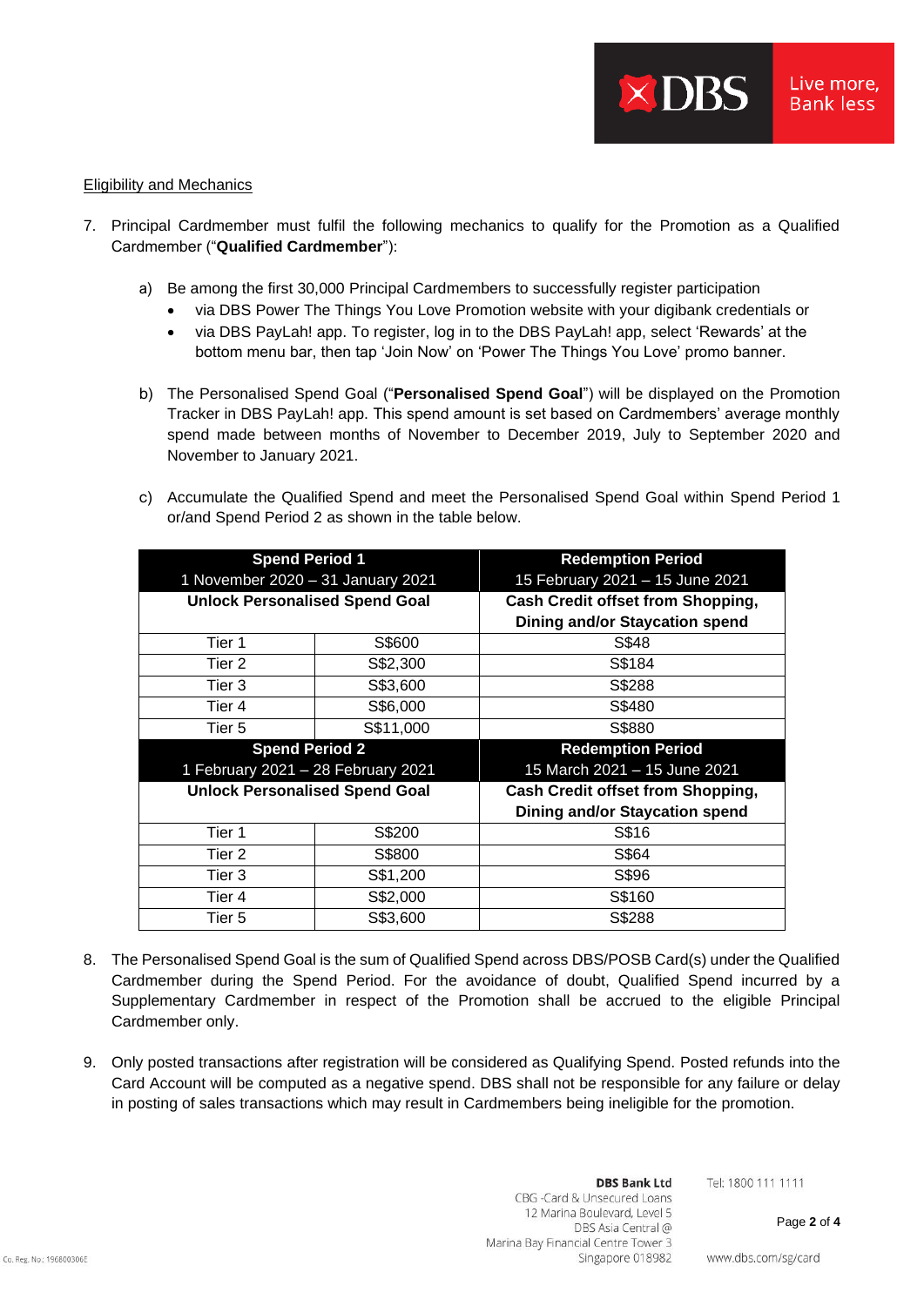Eligibility and Mechanics

7. Principal Cardmember must fulfil the following mechanics to qualify for the Promotion as a Qualified Cardmember ("**Qualified Cardmember**"):

   a) Be among the first 30,000 Principal Cardmembers to successfully register participation
      - via DBS Power The Things You Love Promotion website with your digibank credentials or
      - via DBS PayLah! app. To register, log in to the DBS PayLah! app, select 'Rewards' at the bottom menu bar, then tap 'Join Now' on 'Power The Things You Love' promo banner.

   b) The Personalised Spend Goal ("**Personalised Spend Goal**") will be displayed on the Promotion Tracker in DBS PayLah! app. This spend amount is set based on Cardmembers' average monthly spend made between months of November to December 2019, July to September 2020 and November to January 2021.

   c) Accumulate the Qualified Spend and meet the Personalised Spend Goal within Spend Period 1 or/and Spend Period 2 as shown in the table below.

| **Spend Period 1**<br>1 November 2020 – 31 January 2021 | | **Redemption Period**<br>15 February 2021 – 15 June 2021 |
|---|---|---|
| **Unlock Personalised Spend Goal** | | **Cash Credit offset from Shopping, Dining and/or Staycation spend** |
| Tier 1 | S$600 | S$48 |
| Tier 2 | S$2,300 | S$184 |
| Tier 3 | S$3,600 | S$288 |
| Tier 4 | S$6,000 | S$480 |
| Tier 5 | S$11,000 | S$880 |
| **Spend Period 2**<br>1 February 2021 – 28 February 2021 | | **Redemption Period**<br>15 March 2021 – 15 June 2021 |
| **Unlock Personalised Spend Goal** | | **Cash Credit offset from Shopping, Dining and/or Staycation spend** |
| Tier 1 | S$200 | S$16 |
| Tier 2 | S$800 | S$64 |
| Tier 3 | S$1,200 | S$96 |
| Tier 4 | S$2,000 | S$160 |
| Tier 5 | S$3,600 | S$288 |

8. The Personalised Spend Goal is the sum of Qualified Spend across DBS/POSB Card(s) under the Qualified Cardmember during the Spend Period. For the avoidance of doubt, Qualified Spend incurred by a Supplementary Cardmember in respect of the Promotion shall be accrued to the eligible Principal Cardmember only.

9. Only posted transactions after registration will be considered as Qualifying Spend. Posted refunds into the Card Account will be computed as a negative spend. DBS shall not be responsible for any failure or delay in posting of sales transactions which may result in Cardmembers being ineligible for the promotion.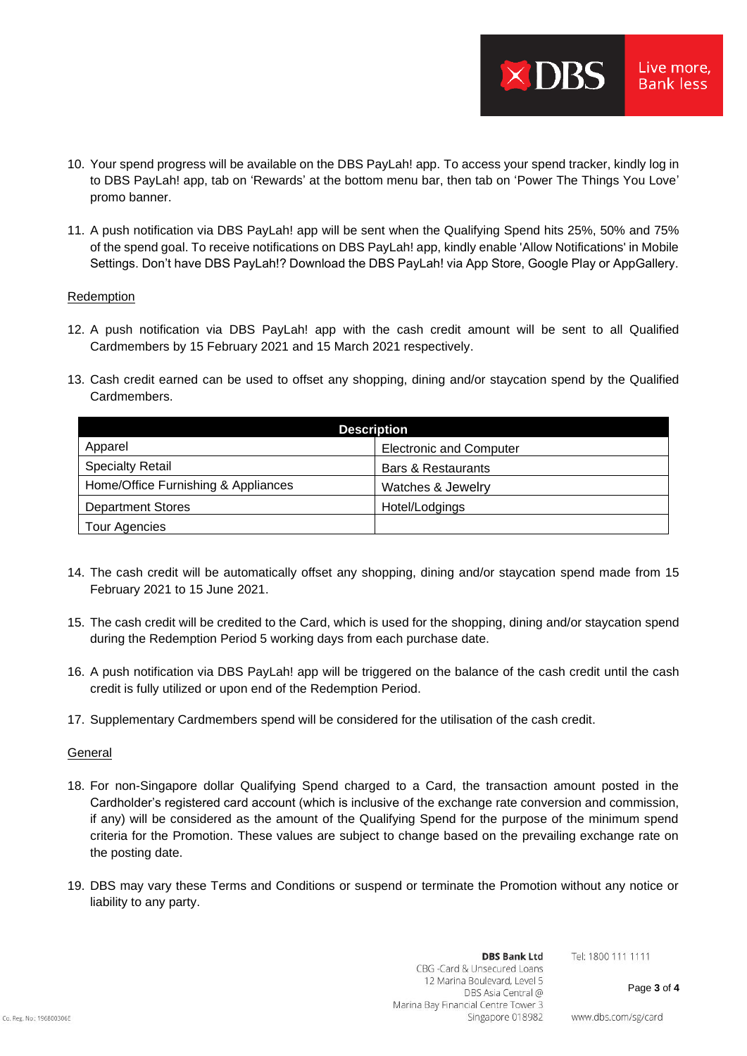10. Your spend progress will be available on the DBS PayLah! app. To access your spend tracker, kindly log in to DBS PayLah! app, tab on 'Rewards' at the bottom menu bar, then tab on 'Power The Things You Love' promo banner.

11. A push notification via DBS PayLah! app will be sent when the Qualifying Spend hits 25%, 50% and 75% of the spend goal. To receive notifications on DBS PayLah! app, kindly enable 'Allow Notifications' in Mobile Settings. Don't have DBS PayLah!? Download the DBS PayLah! via App Store, Google Play or AppGallery.

Redemption

12. A push notification via DBS PayLah! app with the cash credit amount will be sent to all Qualified Cardmembers by 15 February 2021 and 15 March 2021 respectively.

13. Cash credit earned can be used to offset any shopping, dining and/or staycation spend by the Qualified Cardmembers.

| Description | |
|---|---|
| Apparel | Electronic and Computer |
| Specialty Retail | Bars & Restaurants |
| Home/Office Furnishing & Appliances | Watches & Jewelry |
| Department Stores | Hotel/Lodgings |
| Tour Agencies | |

14. The cash credit will be automatically offset any shopping, dining and/or staycation spend made from 15 February 2021 to 15 June 2021.

15. The cash credit will be credited to the Card, which is used for the shopping, dining and/or staycation spend during the Redemption Period 5 working days from each purchase date.

16. A push notification via DBS PayLah! app will be triggered on the balance of the cash credit until the cash credit is fully utilized or upon end of the Redemption Period.

17. Supplementary Cardmembers spend will be considered for the utilisation of the cash credit.

General

18. For non-Singapore dollar Qualifying Spend charged to a Card, the transaction amount posted in the Cardholder's registered card account (which is inclusive of the exchange rate conversion and commission, if any) will be considered as the amount of the Qualifying Spend for the purpose of the minimum spend criteria for the Promotion. These values are subject to change based on the prevailing exchange rate on the posting date.

19. DBS may vary these Terms and Conditions or suspend or terminate the Promotion without any notice or liability to any party.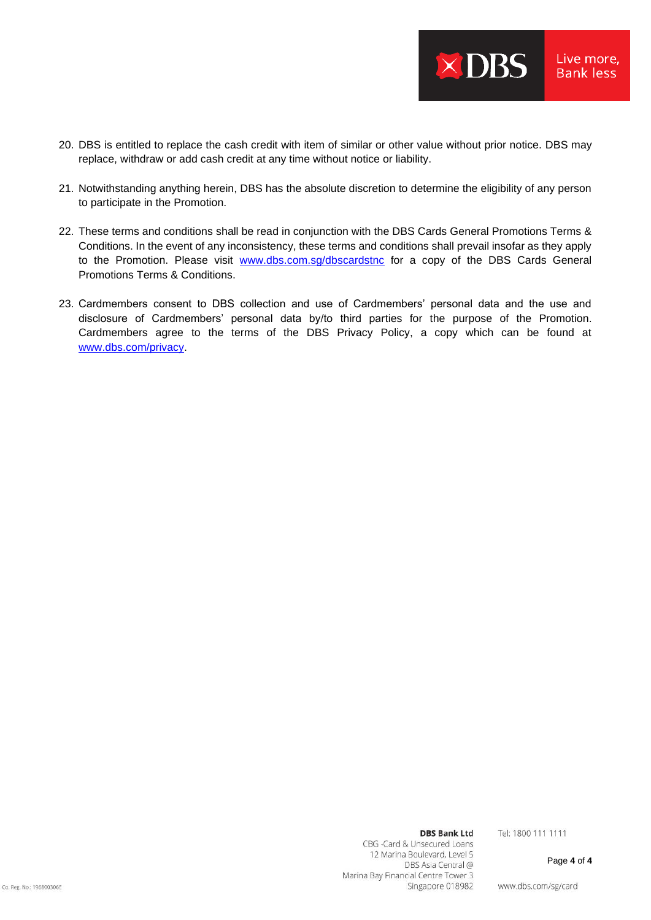20. DBS is entitled to replace the cash credit with item of similar or other value without prior notice. DBS may replace, withdraw or add cash credit at any time without notice or liability.

21. Notwithstanding anything herein, DBS has the absolute discretion to determine the eligibility of any person to participate in the Promotion.

22. These terms and conditions shall be read in conjunction with the DBS Cards General Promotions Terms & Conditions. In the event of any inconsistency, these terms and conditions shall prevail insofar as they apply to the Promotion. Please visit www.dbs.com.sg/dbscardstnc for a copy of the DBS Cards General Promotions Terms & Conditions.

23. Cardmembers consent to DBS collection and use of Cardmembers' personal data and the use and disclosure of Cardmembers' personal data by/to third parties for the purpose of the Promotion. Cardmembers agree to the terms of the DBS Privacy Policy, a copy which can be found at www.dbs.com/privacy.